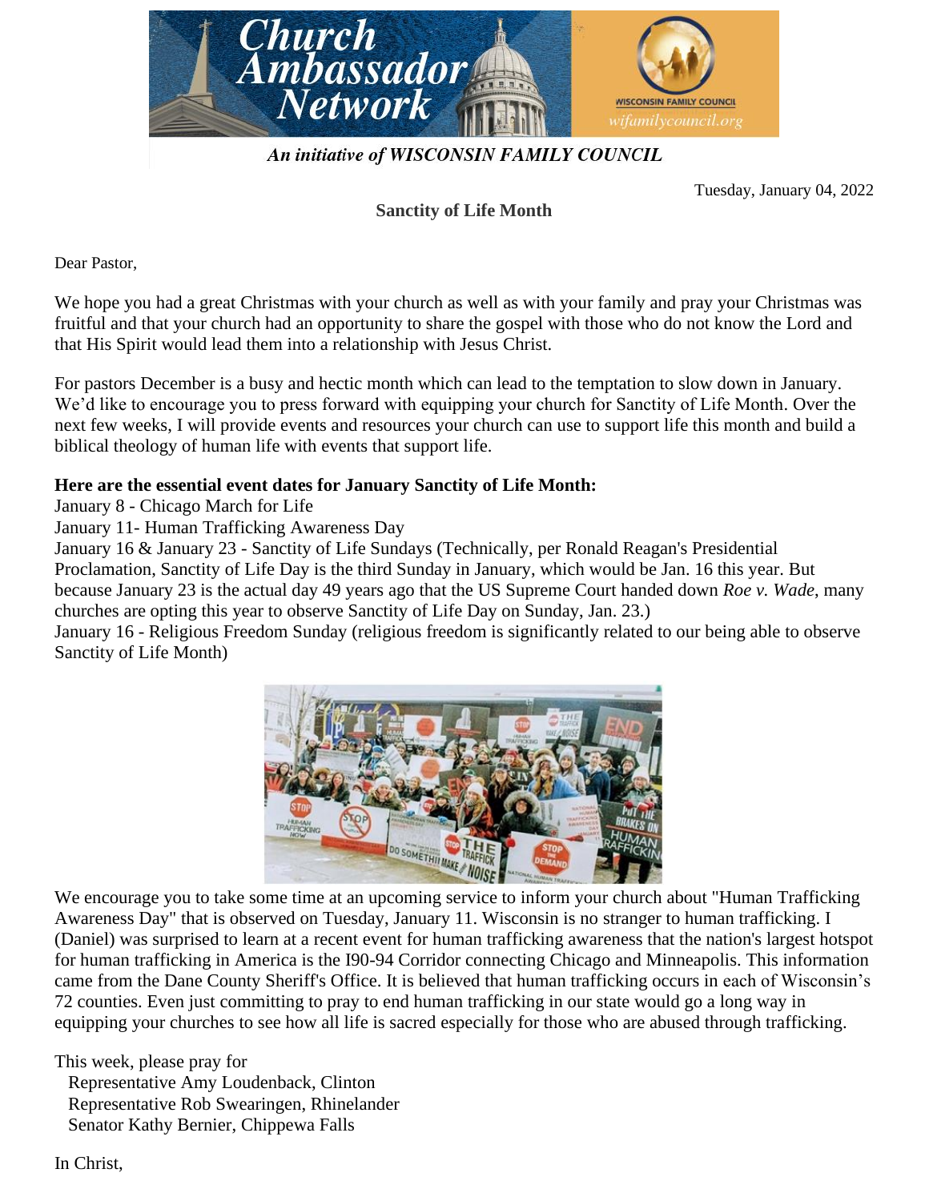**An initiative of WISCONSIN FAMILY COUNCIL**

Tuesday, January 04, 2022

**Sanctity of Life Month**

Dear Pastor,

We hope you had a great Christmas with your church as well as with your family and pray your Christmas was fruitful and that your church had an opportunity to share the gospel with those who do not know the Lord and that His Spirit would lead them into a relationship with Jesus Christ.

For pastors December is a busy and hectic month which can lead to the temptation to slow down in January. We'd like to encourage you to press forward with equipping your church for Sanctity of Life Month. Over the next few weeks, I will provide events and resources your church can use to support life this month and build a biblical theology of human life with events that support life.

**Here are the essential event dates for January Sanctity of Life Month:**
January 8 - Chicago March for Life
January 11- Human Trafficking Awareness Day
January 16 & January 23 - Sanctity of Life Sundays (Technically, per Ronald Reagan's Presidential Proclamation, Sanctity of Life Day is the third Sunday in January, which would be Jan. 16 this year. But because January 23 is the actual day 49 years ago that the US Supreme Court handed down *Roe v. Wade*, many churches are opting this year to observe Sanctity of Life Day on Sunday, Jan. 23.)
January 16 - Religious Freedom Sunday (religious freedom is significantly related to our being able to observe Sanctity of Life Month)

We encourage you to take some time at an upcoming service to inform your church about "Human Trafficking Awareness Day" that is observed on Tuesday, January 11. Wisconsin is no stranger to human trafficking. I (Daniel) was surprised to learn at a recent event for human trafficking awareness that the nation's largest hotspot for human trafficking in America is the I90-94 Corridor connecting Chicago and Minneapolis. This information came from the Dane County Sheriff's Office. It is believed that human trafficking occurs in each of Wisconsin's 72 counties. Even just committing to pray to end human trafficking in our state would go a long way in equipping your churches to see how all life is sacred especially for those who are abused through trafficking.

This week, please pray for
Representative Amy Loudenback, Clinton
Representative Rob Swearingen, Rhinelander
Senator Kathy Bernier, Chippewa Falls

In Christ,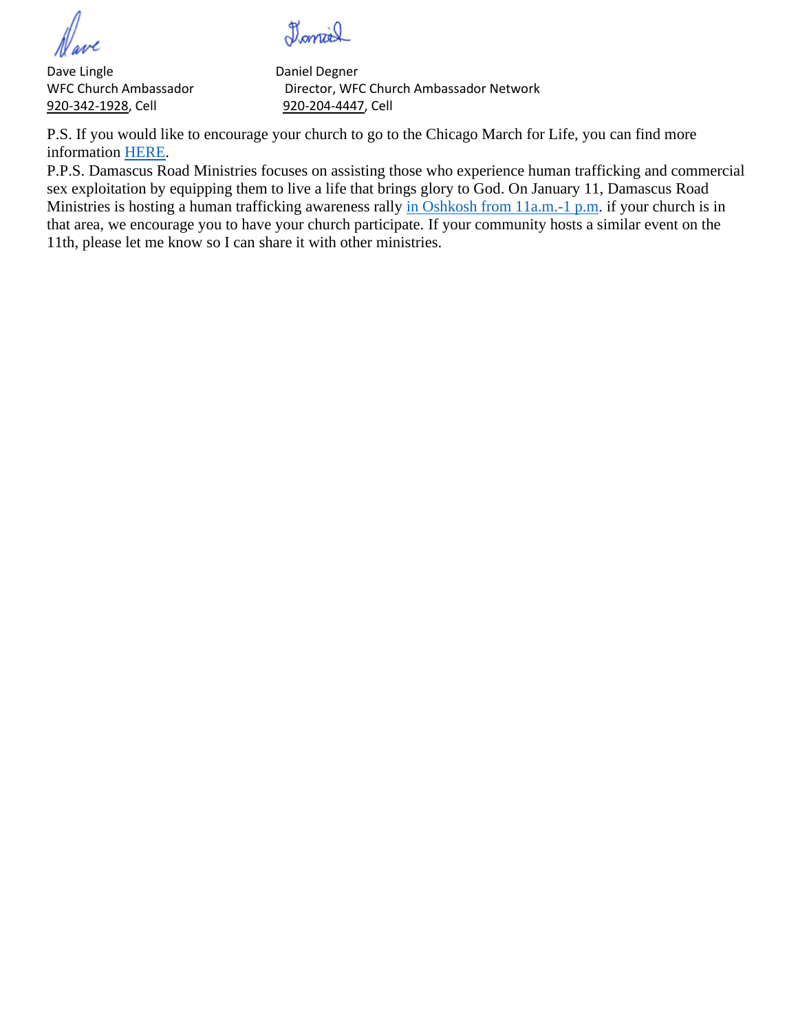Dave

Dave Lingle
WFC Church Ambassador
920-342-1928, Cell

Daniel

Daniel Degner
Director, WFC Church Ambassador Network
920-204-4447, Cell

P.S. If you would like to encourage your church to go to the Chicago March for Life, you can find more information HERE.

P.P.S. Damascus Road Ministries focuses on assisting those who experience human trafficking and commercial sex exploitation by equipping them to live a life that brings glory to God. On January 11, Damascus Road Ministries is hosting a human trafficking awareness rally in Oshkosh from 11a.m.-1 p.m. if your church is in that area, we encourage you to have your church participate. If your community hosts a similar event on the 11th, please let me know so I can share it with other ministries.